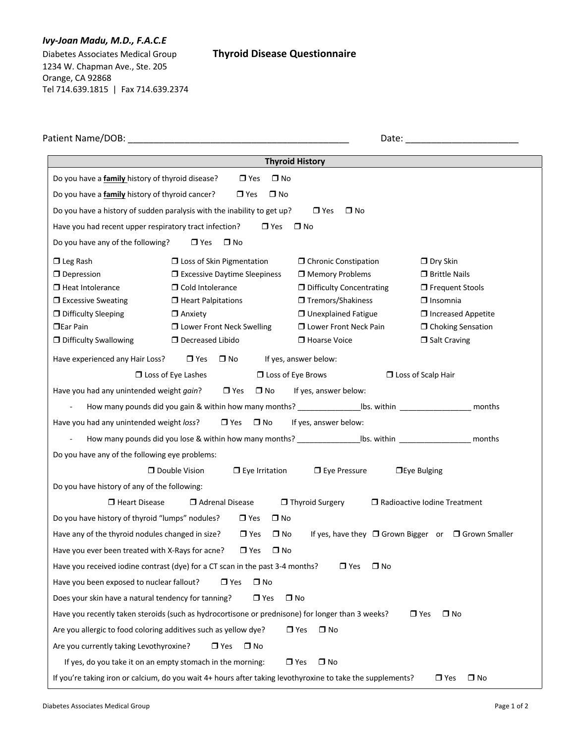***Ivy-Joan Madu, M.D., F.A.C.E***

Diabetes Associates Medical Group
1234 W. Chapman Ave., Ste. 205
Orange, CA 92868
Tel 714.639.1815 | Fax 714.639.2374

## Thyroid Disease Questionnaire

Patient Name/DOB: ____________________________________________ Date: ______________________

### Thyroid History

Do you have a **family** history of thyroid disease? ❒ Yes ❒ No

Do you have a **family** history of thyroid cancer? ❒ Yes ❒ No

Do you have a history of sudden paralysis with the inability to get up? ❒ Yes ❒ No

Have you had recent upper respiratory tract infection? ❒ Yes ❒ No

Do you have any of the following? ❒ Yes ❒ No

| | | | |
|---|---|---|---|
| ❒ Leg Rash | ❒ Loss of Skin Pigmentation | ❒ Chronic Constipation | ❒ Dry Skin |
| ❒ Depression | ❒ Excessive Daytime Sleepiness | ❒ Memory Problems | ❒ Brittle Nails |
| ❒ Heat Intolerance | ❒ Cold Intolerance | ❒ Difficulty Concentrating | ❒ Frequent Stools |
| ❒ Excessive Sweating | ❒ Heart Palpitations | ❒ Tremors/Shakiness | ❒ Insomnia |
| ❒ Difficulty Sleeping | ❒ Anxiety | ❒ Unexplained Fatigue | ❒ Increased Appetite |
| ❒ Ear Pain | ❒ Lower Front Neck Swelling | ❒ Lower Front Neck Pain | ❒ Choking Sensation |
| ❒ Difficulty Swallowing | ❒ Decreased Libido | ❒ Hoarse Voice | ❒ Salt Craving |

Have experienced any Hair Loss? ❒ Yes ❒ No If yes, answer below:

❒ Loss of Eye Lashes ❒ Loss of Eye Brows ❒ Loss of Scalp Hair

Have you had any unintended weight *gain*? ❒ Yes ❒ No If yes, answer below:

- How many pounds did you gain & within how many months? ______________lbs. within ________________ months

Have you had any unintended weight *loss*? ❒ Yes ❒ No If yes, answer below:

- How many pounds did you lose & within how many months? ______________lbs. within ________________ months

Do you have any of the following eye problems:

❒ Double Vision ❒ Eye Irritation ❒ Eye Pressure ❒ Eye Bulging

Do you have history of any of the following:

❒ Heart Disease ❒ Adrenal Disease ❒ Thyroid Surgery ❒ Radioactive Iodine Treatment

Do you have history of thyroid "lumps" nodules? ❒ Yes ❒ No

Have any of the thyroid nodules changed in size? ❒ Yes ❒ No If yes, have they ❒ Grown Bigger or ❒ Grown Smaller

Have you ever been treated with X-Rays for acne? ❒ Yes ❒ No

Have you received iodine contrast (dye) for a CT scan in the past 3-4 months? ❒ Yes ❒ No

Have you been exposed to nuclear fallout? ❒ Yes ❒ No

Does your skin have a natural tendency for tanning? ❒ Yes ❒ No

Have you recently taken steroids (such as hydrocortisone or prednisone) for longer than 3 weeks? ❒ Yes ❒ No

Are you allergic to food coloring additives such as yellow dye? ❒ Yes ❒ No

Are you currently taking Levothyroxine? ❒ Yes ❒ No

If yes, do you take it on an empty stomach in the morning: ❒ Yes ❒ No

If you're taking iron or calcium, do you wait 4+ hours after taking levothyroxine to take the supplements? ❒ Yes ❒ No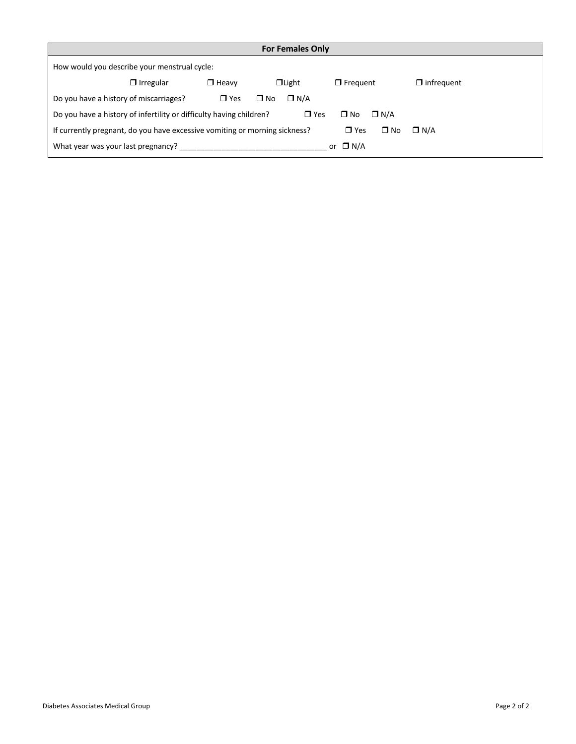## For Females Only

How would you describe your menstrual cycle:

❒ Irregular ❒ Heavy ❒Light ❒ Frequent ❒ infrequent

Do you have a history of miscarriages? ❒ Yes ❒ No ❒ N/A

Do you have a history of infertility or difficulty having children? ❒ Yes ❒ No ❒ N/A

If currently pregnant, do you have excessive vomiting or morning sickness? ❒ Yes ❒ No ❒ N/A

What year was your last pregnancy? __________________________________ or ❒ N/A